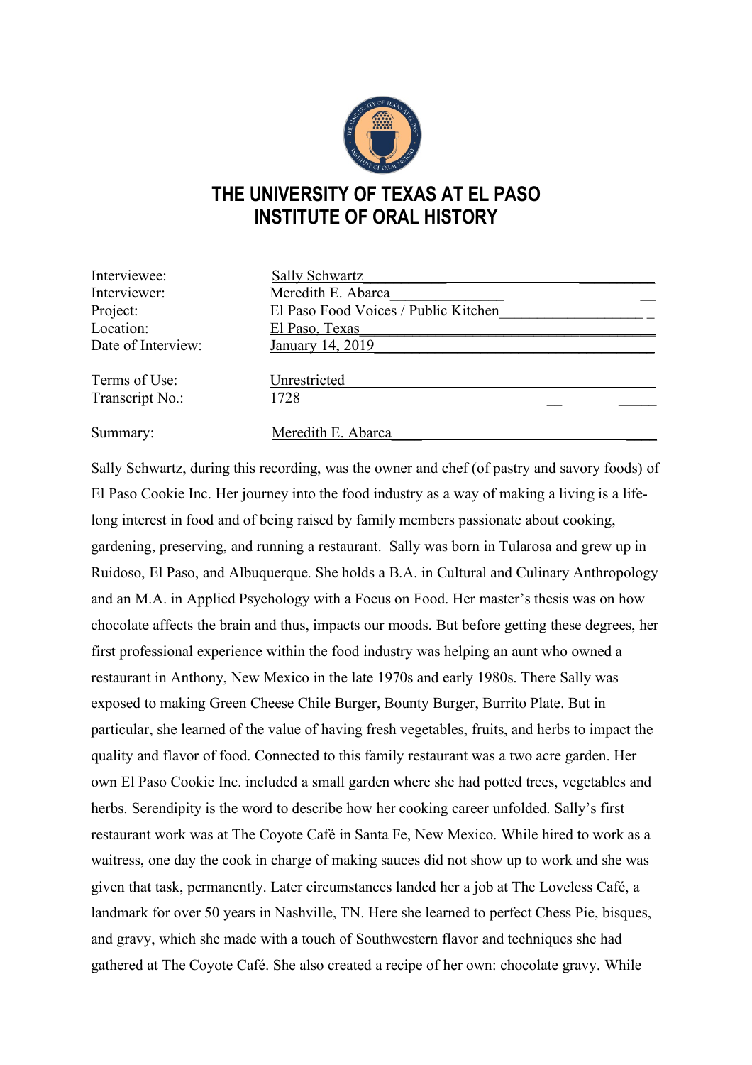# THE UNIVERSITY OF TEXAS AT EL PASO
# INSTITUTE OF ORAL HISTORY

| | |
|---|---|
| Interviewee: | Sally Schwartz |
| Interviewer: | Meredith E. Abarca |
| Project: | El Paso Food Voices / Public Kitchen |
| Location: | El Paso, Texas |
| Date of Interview: | January 14, 2019 |
| Terms of Use: | Unrestricted |
| Transcript No.: | 1728 |
| Summary: | Meredith E. Abarca |

Sally Schwartz, during this recording, was the owner and chef (of pastry and savory foods) of El Paso Cookie Inc. Her journey into the food industry as a way of making a living is a life-long interest in food and of being raised by family members passionate about cooking, gardening, preserving, and running a restaurant. Sally was born in Tularosa and grew up in Ruidoso, El Paso, and Albuquerque. She holds a B.A. in Cultural and Culinary Anthropology and an M.A. in Applied Psychology with a Focus on Food. Her master's thesis was on how chocolate affects the brain and thus, impacts our moods. But before getting these degrees, her first professional experience within the food industry was helping an aunt who owned a restaurant in Anthony, New Mexico in the late 1970s and early 1980s. There Sally was exposed to making Green Cheese Chile Burger, Bounty Burger, Burrito Plate. But in particular, she learned of the value of having fresh vegetables, fruits, and herbs to impact the quality and flavor of food. Connected to this family restaurant was a two acre garden. Her own El Paso Cookie Inc. included a small garden where she had potted trees, vegetables and herbs. Serendipity is the word to describe how her cooking career unfolded. Sally's first restaurant work was at The Coyote Café in Santa Fe, New Mexico. While hired to work as a waitress, one day the cook in charge of making sauces did not show up to work and she was given that task, permanently. Later circumstances landed her a job at The Loveless Café, a landmark for over 50 years in Nashville, TN. Here she learned to perfect Chess Pie, bisques, and gravy, which she made with a touch of Southwestern flavor and techniques she had gathered at The Coyote Café. She also created a recipe of her own: chocolate gravy. While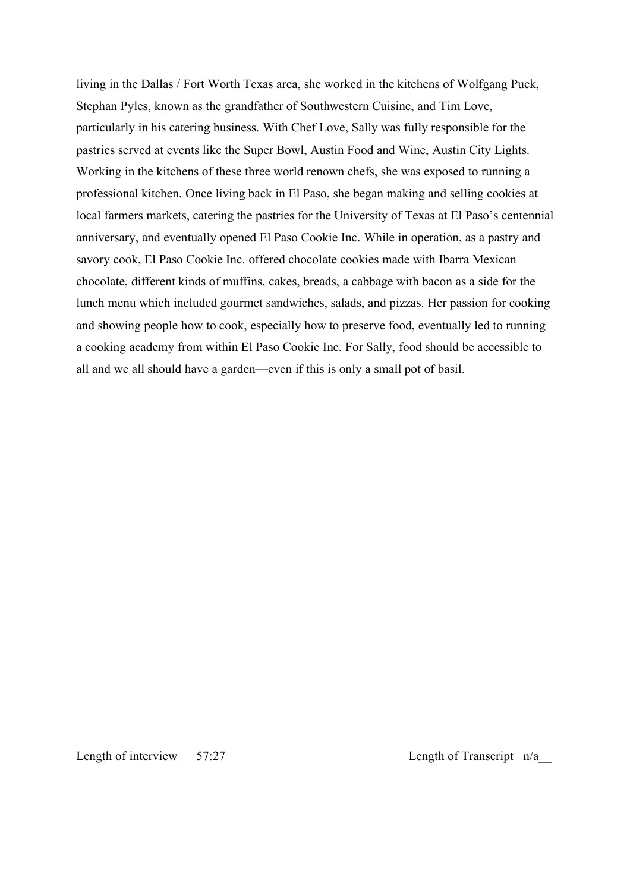living in the Dallas / Fort Worth Texas area, she worked in the kitchens of Wolfgang Puck, Stephan Pyles, known as the grandfather of Southwestern Cuisine, and Tim Love, particularly in his catering business. With Chef Love, Sally was fully responsible for the pastries served at events like the Super Bowl, Austin Food and Wine, Austin City Lights. Working in the kitchens of these three world renown chefs, she was exposed to running a professional kitchen. Once living back in El Paso, she began making and selling cookies at local farmers markets, catering the pastries for the University of Texas at El Paso's centennial anniversary, and eventually opened El Paso Cookie Inc. While in operation, as a pastry and savory cook, El Paso Cookie Inc. offered chocolate cookies made with Ibarra Mexican chocolate, different kinds of muffins, cakes, breads, a cabbage with bacon as a side for the lunch menu which included gourmet sandwiches, salads, and pizzas. Her passion for cooking and showing people how to cook, especially how to preserve food, eventually led to running a cooking academy from within El Paso Cookie Inc. For Sally, food should be accessible to all and we all should have a garden—even if this is only a small pot of basil.

Length of interview 57:27 Length of Transcript n/a